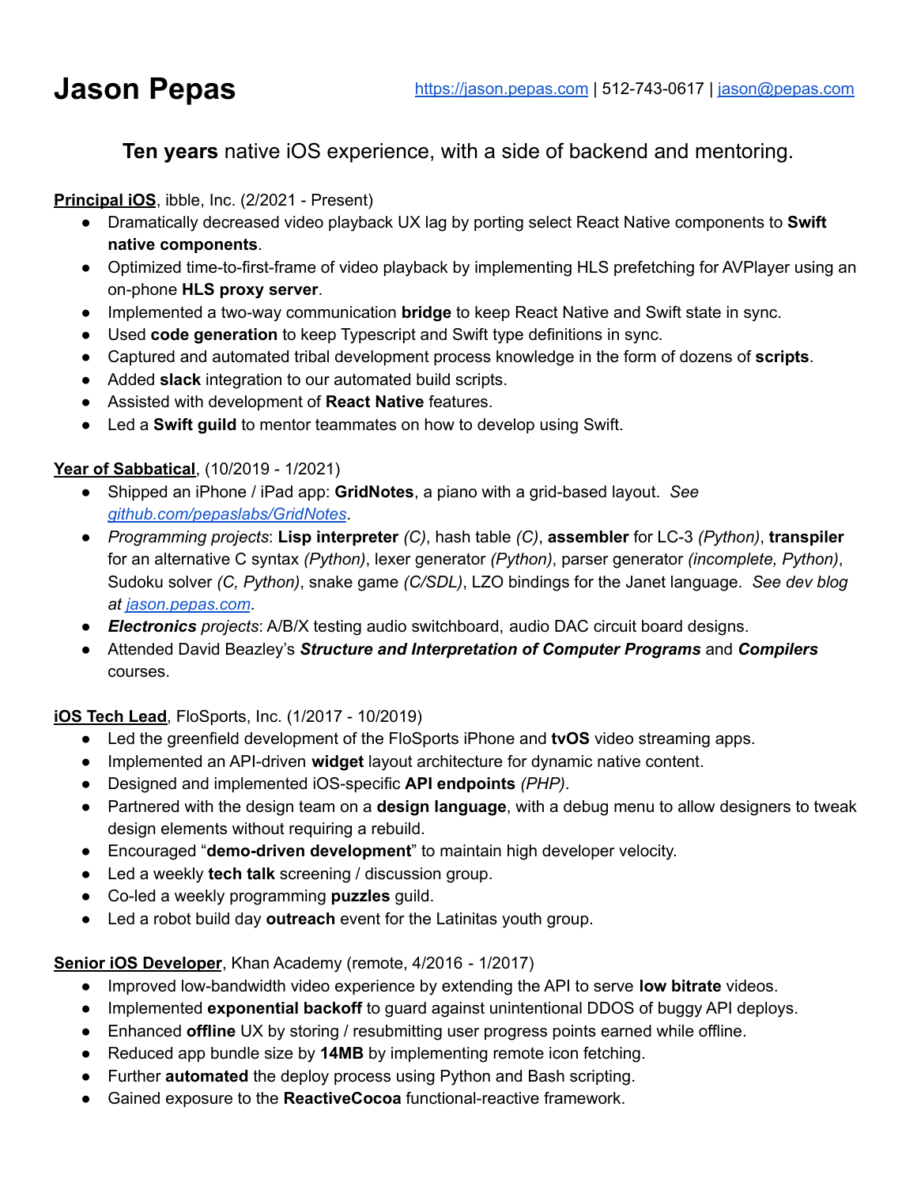# Jason Pepas

[https://jason.pepas.com](https://jason.pepas.com) | 512-743-0617 | [jason@pepas.com](mailto:jason@pepas.com)

**Ten years** native iOS experience, with a side of backend and mentoring.

**<u>Principal iOS</u>**, ibble, Inc. (2/2021 - Present)

- Dramatically decreased video playback UX lag by porting select React Native components to **Swift native components**.
- Optimized time-to-first-frame of video playback by implementing HLS prefetching for AVPlayer using an on-phone **HLS proxy server**.
- Implemented a two-way communication **bridge** to keep React Native and Swift state in sync.
- Used **code generation** to keep Typescript and Swift type definitions in sync.
- Captured and automated tribal development process knowledge in the form of dozens of **scripts**.
- Added **slack** integration to our automated build scripts.
- Assisted with development of **React Native** features.
- Led a **Swift guild** to mentor teammates on how to develop using Swift.

**<u>Year of Sabbatical</u>**, (10/2019 - 1/2021)

- Shipped an iPhone / iPad app: **GridNotes**, a piano with a grid-based layout. *See [github.com/pepaslabs/GridNotes](https://github.com/pepaslabs/GridNotes).*
- *Programming projects*: **Lisp interpreter** *(C)*, hash table *(C)*, **assembler** for LC-3 *(Python)*, **transpiler** for an alternative C syntax *(Python)*, lexer generator *(Python)*, parser generator *(incomplete, Python)*, Sudoku solver *(C, Python)*, snake game *(C/SDL)*, LZO bindings for the Janet language. *See dev blog at [jason.pepas.com](https://jason.pepas.com).*
- ***Electronics** projects*: A/B/X testing audio switchboard, audio DAC circuit board designs.
- Attended David Beazley's ***Structure and Interpretation of Computer Programs*** and ***Compilers*** courses.

**<u>iOS Tech Lead</u>**, FloSports, Inc. (1/2017 - 10/2019)

- Led the greenfield development of the FloSports iPhone and **tvOS** video streaming apps.
- Implemented an API-driven **widget** layout architecture for dynamic native content.
- Designed and implemented iOS-specific **API endpoints** *(PHP)*.
- Partnered with the design team on a **design language**, with a debug menu to allow designers to tweak design elements without requiring a rebuild.
- Encouraged "**demo-driven development**" to maintain high developer velocity.
- Led a weekly **tech talk** screening / discussion group.
- Co-led a weekly programming **puzzles** guild.
- Led a robot build day **outreach** event for the Latinitas youth group.

**<u>Senior iOS Developer</u>**, Khan Academy (remote, 4/2016 - 1/2017)

- Improved low-bandwidth video experience by extending the API to serve **low bitrate** videos.
- Implemented **exponential backoff** to guard against unintentional DDOS of buggy API deploys.
- Enhanced **offline** UX by storing / resubmitting user progress points earned while offline.
- Reduced app bundle size by **14MB** by implementing remote icon fetching.
- Further **automated** the deploy process using Python and Bash scripting.
- Gained exposure to the **ReactiveCocoa** functional-reactive framework.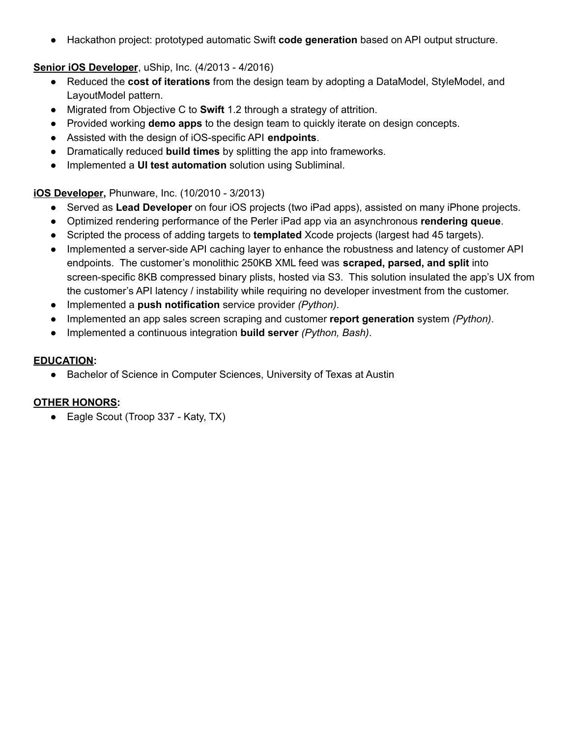- Hackathon project: prototyped automatic Swift **code generation** based on API output structure.

**Senior iOS Developer**, uShip, Inc. (4/2013 - 4/2016)

- Reduced the **cost of iterations** from the design team by adopting a DataModel, StyleModel, and LayoutModel pattern.
- Migrated from Objective C to **Swift** 1.2 through a strategy of attrition.
- Provided working **demo apps** to the design team to quickly iterate on design concepts.
- Assisted with the design of iOS-specific API **endpoints**.
- Dramatically reduced **build times** by splitting the app into frameworks.
- Implemented a **UI test automation** solution using Subliminal.

**iOS Developer,** Phunware, Inc. (10/2010 - 3/2013)

- Served as **Lead Developer** on four iOS projects (two iPad apps), assisted on many iPhone projects.
- Optimized rendering performance of the Perler iPad app via an asynchronous **rendering queue**.
- Scripted the process of adding targets to **templated** Xcode projects (largest had 45 targets).
- Implemented a server-side API caching layer to enhance the robustness and latency of customer API endpoints. The customer's monolithic 250KB XML feed was **scraped, parsed, and split** into screen-specific 8KB compressed binary plists, hosted via S3. This solution insulated the app's UX from the customer's API latency / instability while requiring no developer investment from the customer.
- Implemented a **push notification** service provider *(Python)*.
- Implemented an app sales screen scraping and customer **report generation** system *(Python)*.
- Implemented a continuous integration **build server** *(Python, Bash)*.

## EDUCATION:

- Bachelor of Science in Computer Sciences, University of Texas at Austin

## OTHER HONORS:

- Eagle Scout (Troop 337 - Katy, TX)